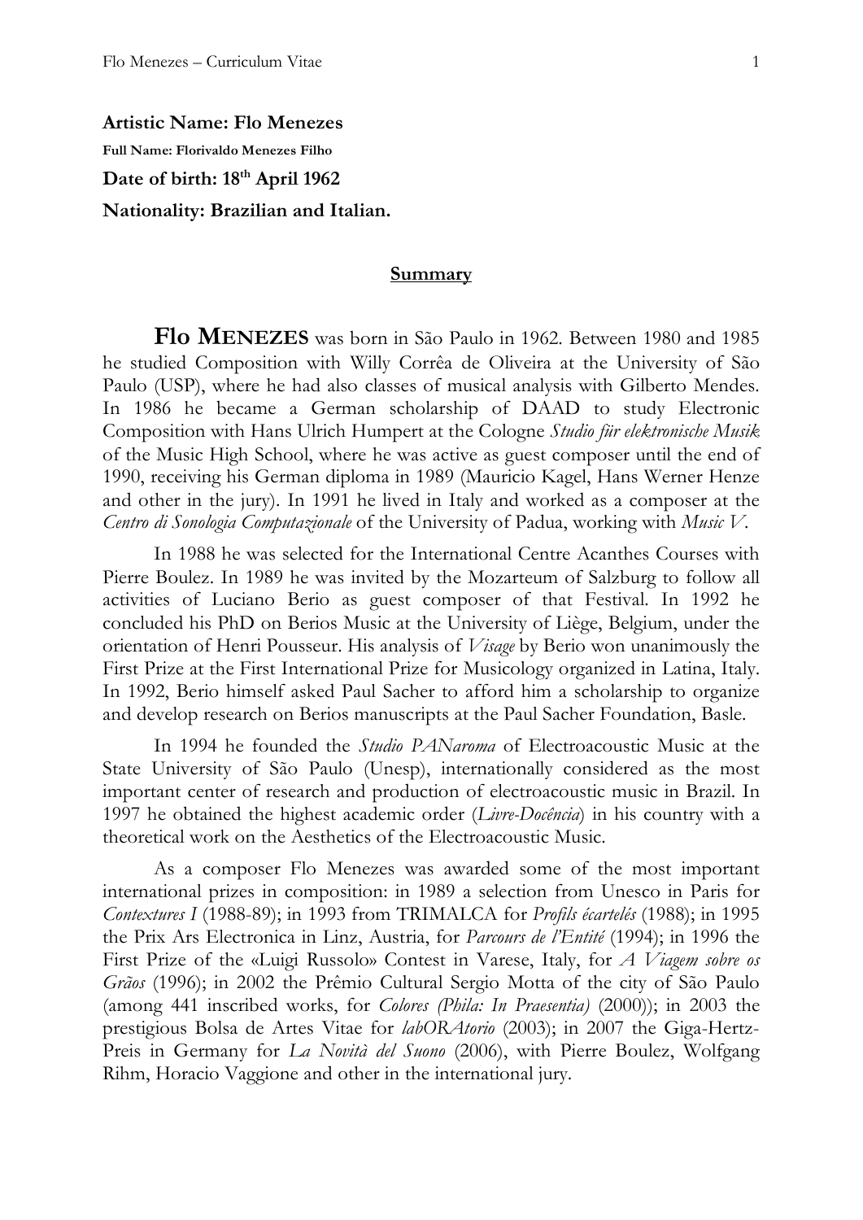**Artistic Name: Flo Menezes**

**Full Name: Florivaldo Menezes Filho**

**Date of birth: 18th April 1962**

**Nationality: Brazilian and Italian.**

## Summary

**Flo MENEZES** was born in São Paulo in 1962. Between 1980 and 1985 he studied Composition with Willy Corrêa de Oliveira at the University of São Paulo (USP), where he had also classes of musical analysis with Gilberto Mendes. In 1986 he became a German scholarship of DAAD to study Electronic Composition with Hans Ulrich Humpert at the Cologne *Studio für elektronische Musik* of the Music High School, where he was active as guest composer until the end of 1990, receiving his German diploma in 1989 (Mauricio Kagel, Hans Werner Henze and other in the jury). In 1991 he lived in Italy and worked as a composer at the *Centro di Sonologia Computazionale* of the University of Padua, working with *Music V*.

In 1988 he was selected for the International Centre Acanthes Courses with Pierre Boulez. In 1989 he was invited by the Mozarteum of Salzburg to follow all activities of Luciano Berio as guest composer of that Festival. In 1992 he concluded his PhD on Berios Music at the University of Liège, Belgium, under the orientation of Henri Pousseur. His analysis of *Visage* by Berio won unanimously the First Prize at the First International Prize for Musicology organized in Latina, Italy. In 1992, Berio himself asked Paul Sacher to afford him a scholarship to organize and develop research on Berios manuscripts at the Paul Sacher Foundation, Basle.

In 1994 he founded the *Studio PANaroma* of Electroacoustic Music at the State University of São Paulo (Unesp), internationally considered as the most important center of research and production of electroacoustic music in Brazil. In 1997 he obtained the highest academic order (*Livre-Docência*) in his country with a theoretical work on the Aesthetics of the Electroacoustic Music.

As a composer Flo Menezes was awarded some of the most important international prizes in composition: in 1989 a selection from Unesco in Paris for *Contextures I* (1988-89); in 1993 from TRIMALCA for *Profils écartelés* (1988); in 1995 the Prix Ars Electronica in Linz, Austria, for *Parcours de l'Entité* (1994); in 1996 the First Prize of the «Luigi Russolo» Contest in Varese, Italy, for *A Viagem sobre os Grãos* (1996); in 2002 the Prêmio Cultural Sergio Motta of the city of São Paulo (among 441 inscribed works, for *Colores (Phila: In Praesentia)* (2000)); in 2003 the prestigious Bolsa de Artes Vitae for *labORAtorio* (2003); in 2007 the Giga-Hertz-Preis in Germany for *La Novità del Suono* (2006), with Pierre Boulez, Wolfgang Rihm, Horacio Vaggione and other in the international jury.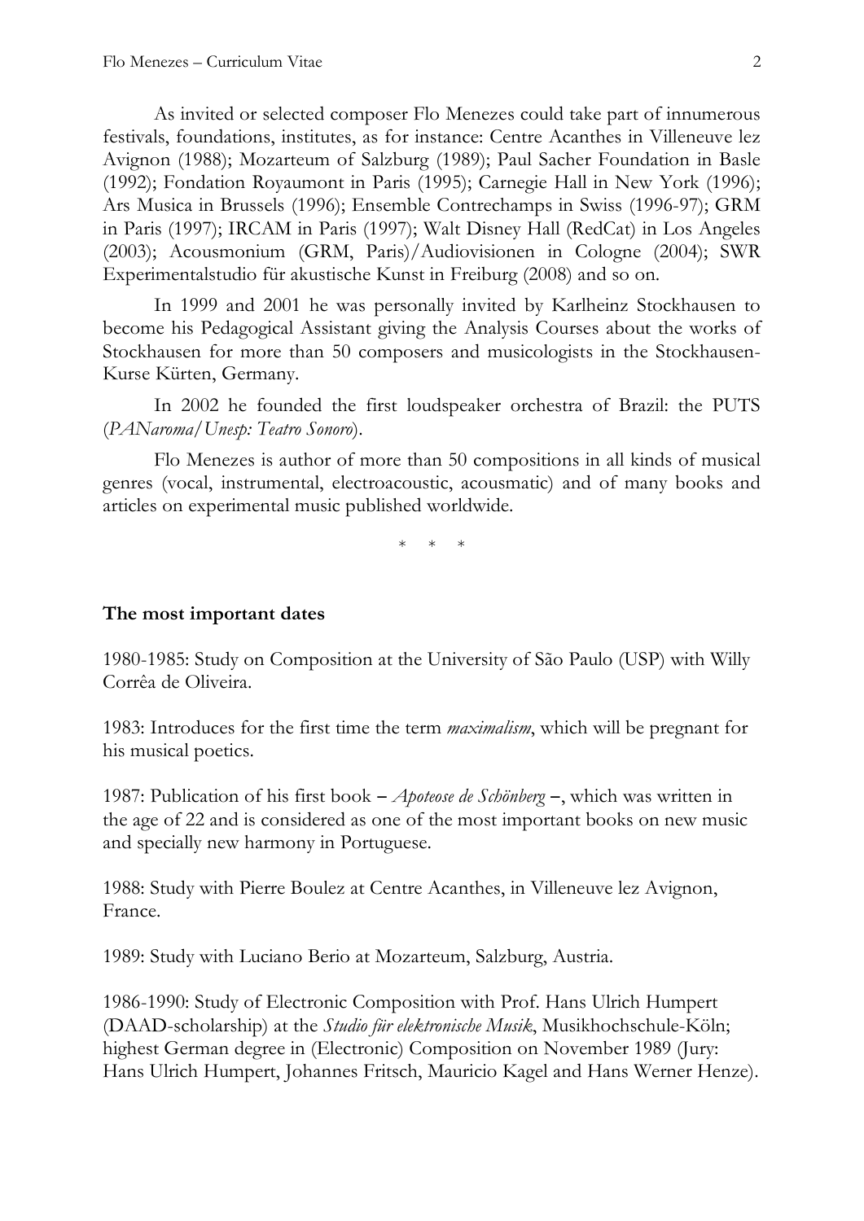As invited or selected composer Flo Menezes could take part of innumerous festivals, foundations, institutes, as for instance: Centre Acanthes in Villeneuve lez Avignon (1988); Mozarteum of Salzburg (1989); Paul Sacher Foundation in Basle (1992); Fondation Royaumont in Paris (1995); Carnegie Hall in New York (1996); Ars Musica in Brussels (1996); Ensemble Contrechamps in Swiss (1996-97); GRM in Paris (1997); IRCAM in Paris (1997); Walt Disney Hall (RedCat) in Los Angeles (2003); Acousmonium (GRM, Paris)/Audiovisionen in Cologne (2004); SWR Experimentalstudio für akustische Kunst in Freiburg (2008) and so on.

In 1999 and 2001 he was personally invited by Karlheinz Stockhausen to become his Pedagogical Assistant giving the Analysis Courses about the works of Stockhausen for more than 50 composers and musicologists in the Stockhausen-Kurse Kürten, Germany.

In 2002 he founded the first loudspeaker orchestra of Brazil: the PUTS (*PANaroma/Unesp: Teatro Sonoro*).

Flo Menezes is author of more than 50 compositions in all kinds of musical genres (vocal, instrumental, electroacoustic, acousmatic) and of many books and articles on experimental music published worldwide.

\* \* \*

**The most important dates**

1980-1985: Study on Composition at the University of São Paulo (USP) with Willy Corrêa de Oliveira.

1983: Introduces for the first time the term *maximalism*, which will be pregnant for his musical poetics.

1987: Publication of his first book – *Apoteose de Schönberg* –, which was written in the age of 22 and is considered as one of the most important books on new music and specially new harmony in Portuguese.

1988: Study with Pierre Boulez at Centre Acanthes, in Villeneuve lez Avignon, France.

1989: Study with Luciano Berio at Mozarteum, Salzburg, Austria.

1986-1990: Study of Electronic Composition with Prof. Hans Ulrich Humpert (DAAD-scholarship) at the *Studio für elektronische Musik*, Musikhochschule-Köln; highest German degree in (Electronic) Composition on November 1989 (Jury: Hans Ulrich Humpert, Johannes Fritsch, Mauricio Kagel and Hans Werner Henze).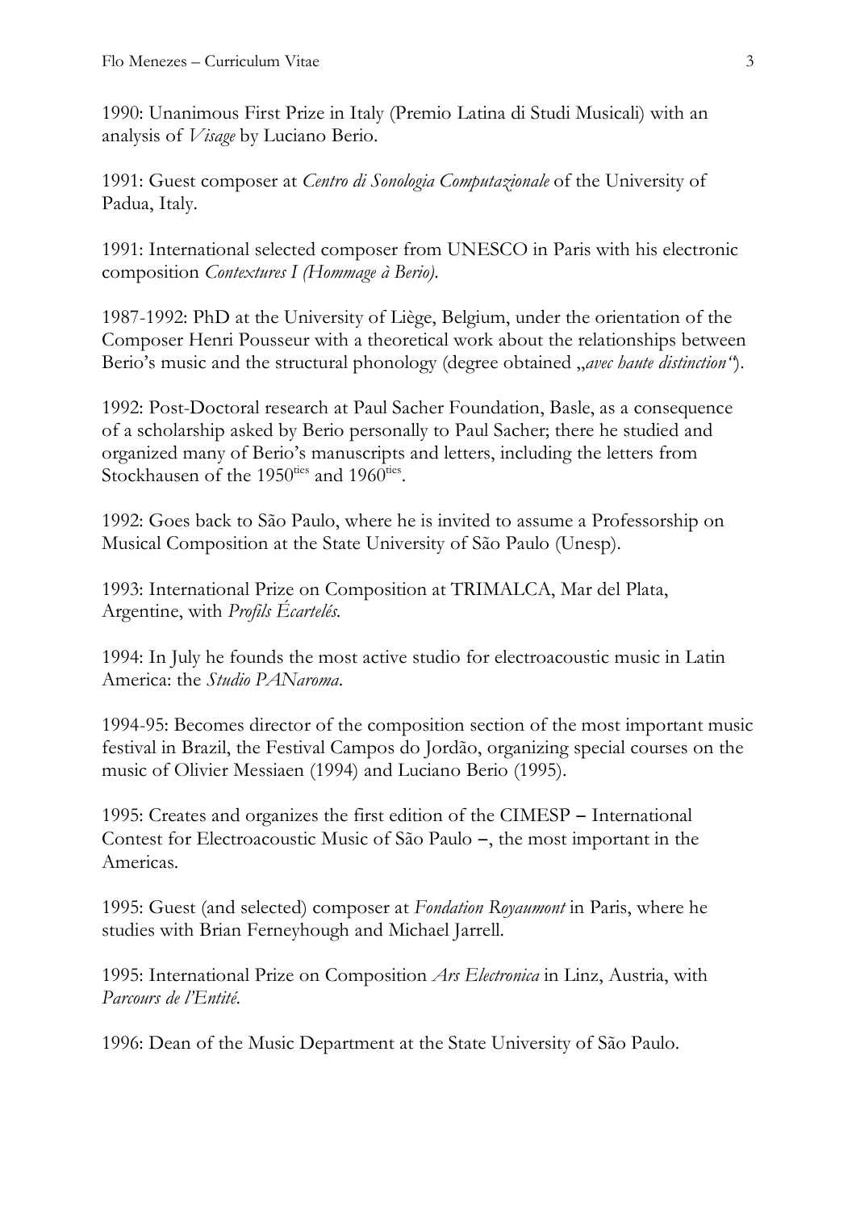1990: Unanimous First Prize in Italy (Premio Latina di Studi Musicali) with an analysis of *Visage* by Luciano Berio.

1991: Guest composer at *Centro di Sonologia Computazionale* of the University of Padua, Italy.

1991: International selected composer from UNESCO in Paris with his electronic composition *Contextures I (Hommage à Berio)*.

1987-1992: PhD at the University of Liège, Belgium, under the orientation of the Composer Henri Pousseur with a theoretical work about the relationships between Berio's music and the structural phonology (degree obtained „*avec haute distinction*").

1992: Post-Doctoral research at Paul Sacher Foundation, Basle, as a consequence of a scholarship asked by Berio personally to Paul Sacher; there he studied and organized many of Berio's manuscripts and letters, including the letters from Stockhausen of the 1950[ties] and 1960[ties].

1992: Goes back to São Paulo, where he is invited to assume a Professorship on Musical Composition at the State University of São Paulo (Unesp).

1993: International Prize on Composition at TRIMALCA, Mar del Plata, Argentine, with *Profils Écartelés*.

1994: In July he founds the most active studio for electroacoustic music in Latin America: the *Studio PANaroma*.

1994-95: Becomes director of the composition section of the most important music festival in Brazil, the Festival Campos do Jordão, organizing special courses on the music of Olivier Messiaen (1994) and Luciano Berio (1995).

1995: Creates and organizes the first edition of the CIMESP – International Contest for Electroacoustic Music of São Paulo –, the most important in the Americas.

1995: Guest (and selected) composer at *Fondation Royaumont* in Paris, where he studies with Brian Ferneyhough and Michael Jarrell.

1995: International Prize on Composition *Ars Electronica* in Linz, Austria, with *Parcours de l'Entité*.

1996: Dean of the Music Department at the State University of São Paulo.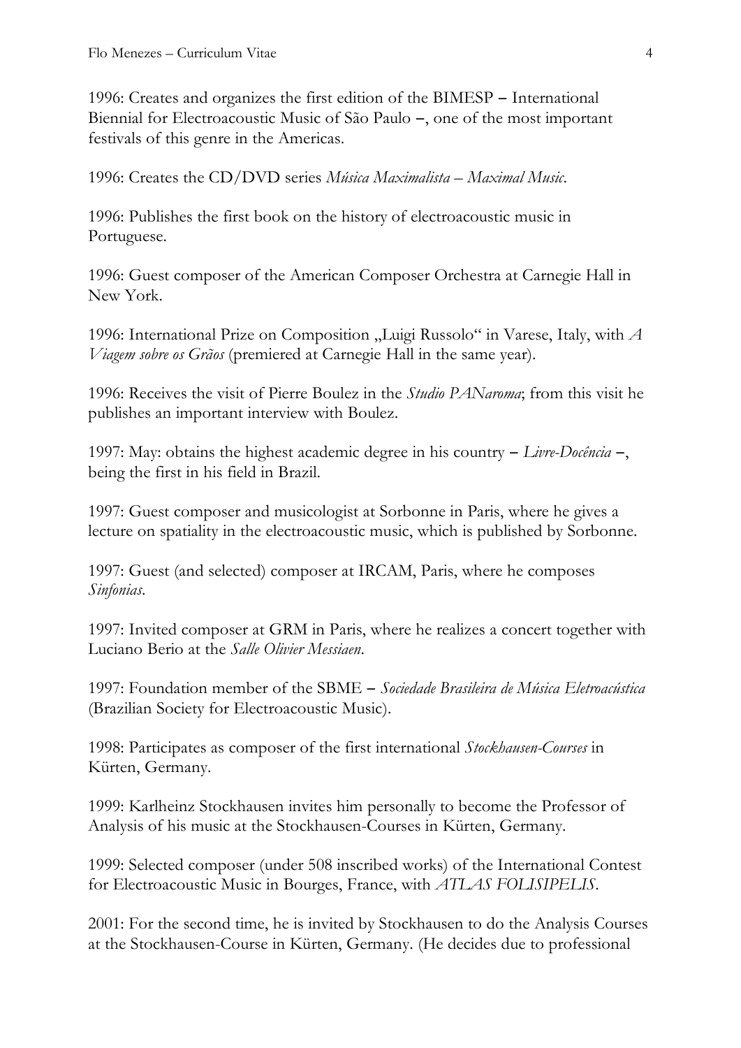1996: Creates and organizes the first edition of the BIMESP – International Biennial for Electroacoustic Music of São Paulo –, one of the most important festivals of this genre in the Americas.

1996: Creates the CD/DVD series *Música Maximalista – Maximal Music*.

1996: Publishes the first book on the history of electroacoustic music in Portuguese.

1996: Guest composer of the American Composer Orchestra at Carnegie Hall in New York.

1996: International Prize on Composition „Luigi Russolo" in Varese, Italy, with *A Viagem sobre os Grãos* (premiered at Carnegie Hall in the same year).

1996: Receives the visit of Pierre Boulez in the *Studio PANaroma*; from this visit he publishes an important interview with Boulez.

1997: May: obtains the highest academic degree in his country – *Livre-Docência* –, being the first in his field in Brazil.

1997: Guest composer and musicologist at Sorbonne in Paris, where he gives a lecture on spatiality in the electroacoustic music, which is published by Sorbonne.

1997: Guest (and selected) composer at IRCAM, Paris, where he composes *Sinfonias*.

1997: Invited composer at GRM in Paris, where he realizes a concert together with Luciano Berio at the *Salle Olivier Messiaen*.

1997: Foundation member of the SBME – *Sociedade Brasileira de Música Eletroacústica* (Brazilian Society for Electroacoustic Music).

1998: Participates as composer of the first international *Stockhausen-Courses* in Kürten, Germany.

1999: Karlheinz Stockhausen invites him personally to become the Professor of Analysis of his music at the Stockhausen-Courses in Kürten, Germany.

1999: Selected composer (under 508 inscribed works) of the International Contest for Electroacoustic Music in Bourges, France, with *ATLAS FOLISIPELIS*.

2001: For the second time, he is invited by Stockhausen to do the Analysis Courses at the Stockhausen-Course in Kürten, Germany. (He decides due to professional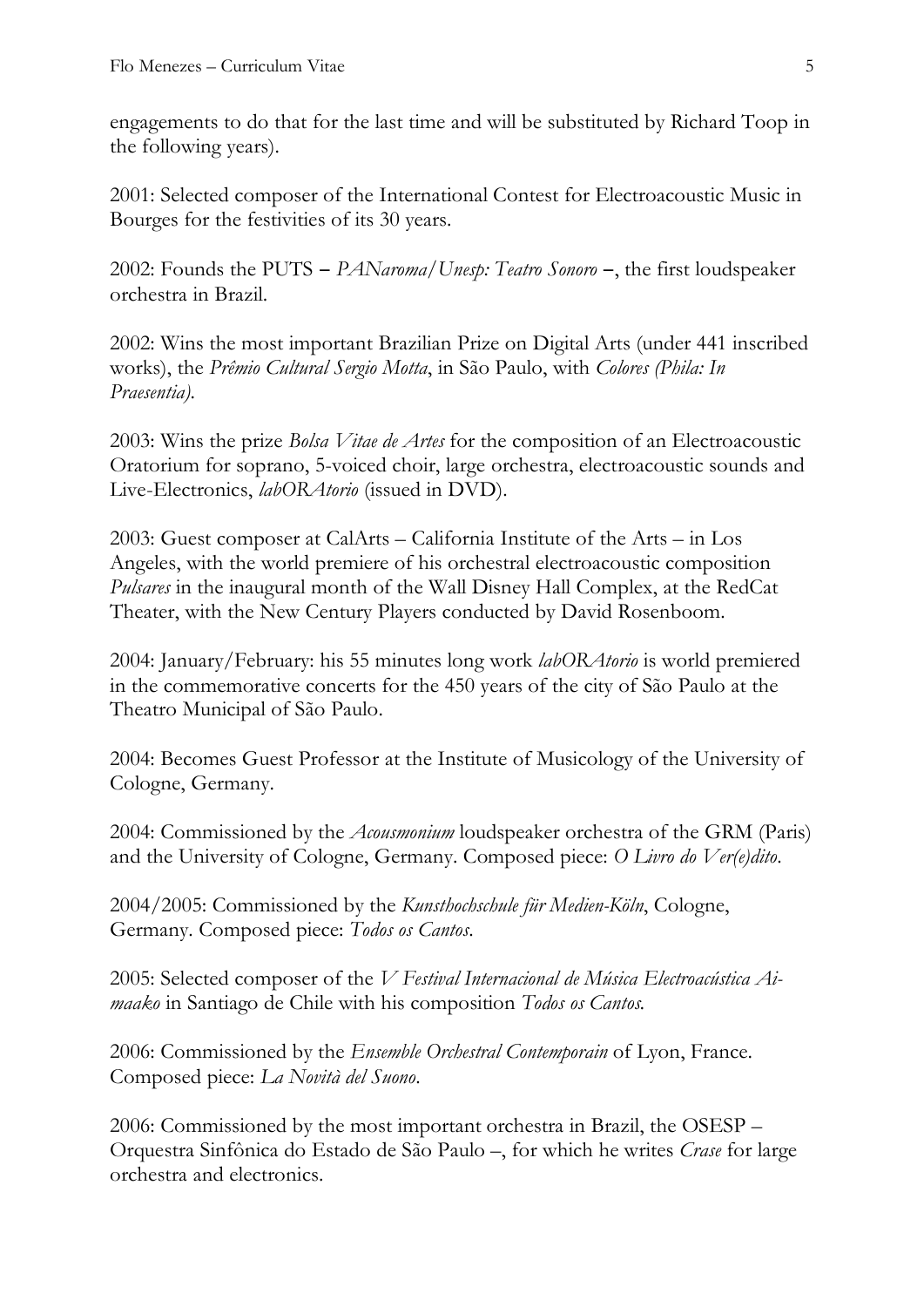engagements to do that for the last time and will be substituted by Richard Toop in the following years).

2001: Selected composer of the International Contest for Electroacoustic Music in Bourges for the festivities of its 30 years.

2002: Founds the PUTS – *PANaroma/Unesp: Teatro Sonoro* –, the first loudspeaker orchestra in Brazil.

2002: Wins the most important Brazilian Prize on Digital Arts (under 441 inscribed works), the *Prêmio Cultural Sergio Motta*, in São Paulo, with *Colores (Phila: In Praesentia).*

2003: Wins the prize *Bolsa Vitae de Artes* for the composition of an Electroacoustic Oratorium for soprano, 5-voiced choir, large orchestra, electroacoustic sounds and Live-Electronics, *labORAtorio* (issued in DVD).

2003: Guest composer at CalArts – California Institute of the Arts – in Los Angeles, with the world premiere of his orchestral electroacoustic composition *Pulsares* in the inaugural month of the Wall Disney Hall Complex, at the RedCat Theater, with the New Century Players conducted by David Rosenboom.

2004: January/February: his 55 minutes long work *labORAtorio* is world premiered in the commemorative concerts for the 450 years of the city of São Paulo at the Theatro Municipal of São Paulo.

2004: Becomes Guest Professor at the Institute of Musicology of the University of Cologne, Germany.

2004: Commissioned by the *Acousmonium* loudspeaker orchestra of the GRM (Paris) and the University of Cologne, Germany. Composed piece: *O Livro do Ver(e)dito*.

2004/2005: Commissioned by the *Kunsthochschule für Medien-Köln*, Cologne, Germany. Composed piece: *Todos os Cantos*.

2005: Selected composer of the *V Festival Internacional de Música Electroacústica Ai-maako* in Santiago de Chile with his composition *Todos os Cantos.*

2006: Commissioned by the *Ensemble Orchestral Contemporain* of Lyon, France. Composed piece: *La Novità del Suono*.

2006: Commissioned by the most important orchestra in Brazil, the OSESP – Orquestra Sinfônica do Estado de São Paulo –, for which he writes *Crase* for large orchestra and electronics.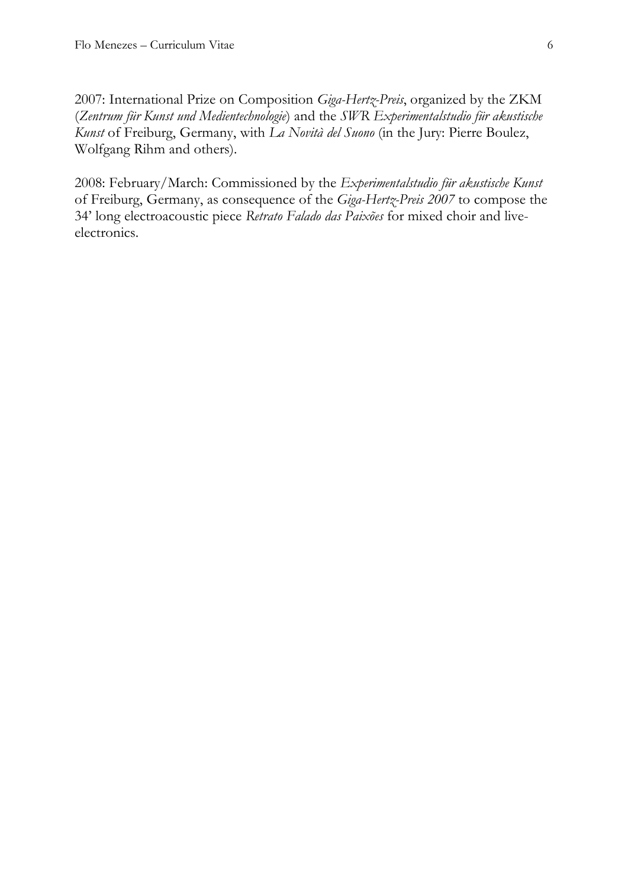2007: International Prize on Composition *Giga-Hertz-Preis*, organized by the ZKM (*Zentrum für Kunst und Medientechnologie*) and the *SWR Experimentalstudio für akustische Kunst* of Freiburg, Germany, with *La Novità del Suono* (in the Jury: Pierre Boulez, Wolfgang Rihm and others).

2008: February/March: Commissioned by the *Experimentalstudio für akustische Kunst* of Freiburg, Germany, as consequence of the *Giga-Hertz-Preis 2007* to compose the 34' long electroacoustic piece *Retrato Falado das Paixões* for mixed choir and live-electronics.